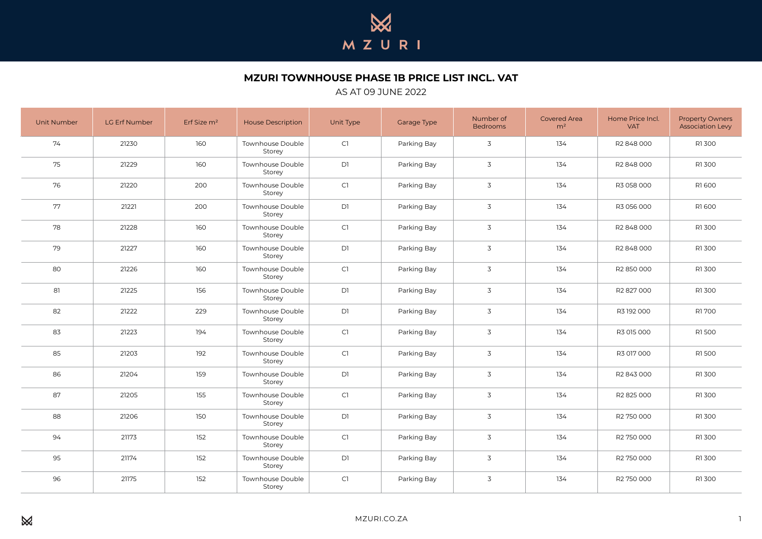# MZURI

## MZURI TOWNHOUSE PHASE 1B PRICE LIST INCL. VAT

AS AT 09 JUNE 2022

| Unit Number | LG Erf Number | Erf Size m² | House Description | Unit Type | Garage Type | Number of Bedrooms | Covered Area m² | Home Price Incl. VAT | Property Owners Association Levy |
|---|---|---|---|---|---|---|---|---|---|
| 74 | 21230 | 160 | Townhouse Double Storey | C1 | Parking Bay | 3 | 134 | R2 848 000 | R1 300 |
| 75 | 21229 | 160 | Townhouse Double Storey | D1 | Parking Bay | 3 | 134 | R2 848 000 | R1 300 |
| 76 | 21220 | 200 | Townhouse Double Storey | C1 | Parking Bay | 3 | 134 | R3 058 000 | R1 600 |
| 77 | 21221 | 200 | Townhouse Double Storey | D1 | Parking Bay | 3 | 134 | R3 056 000 | R1 600 |
| 78 | 21228 | 160 | Townhouse Double Storey | C1 | Parking Bay | 3 | 134 | R2 848 000 | R1 300 |
| 79 | 21227 | 160 | Townhouse Double Storey | D1 | Parking Bay | 3 | 134 | R2 848 000 | R1 300 |
| 80 | 21226 | 160 | Townhouse Double Storey | C1 | Parking Bay | 3 | 134 | R2 850 000 | R1 300 |
| 81 | 21225 | 156 | Townhouse Double Storey | D1 | Parking Bay | 3 | 134 | R2 827 000 | R1 300 |
| 82 | 21222 | 229 | Townhouse Double Storey | D1 | Parking Bay | 3 | 134 | R3 192 000 | R1 700 |
| 83 | 21223 | 194 | Townhouse Double Storey | C1 | Parking Bay | 3 | 134 | R3 015 000 | R1 500 |
| 85 | 21203 | 192 | Townhouse Double Storey | C1 | Parking Bay | 3 | 134 | R3 017 000 | R1 500 |
| 86 | 21204 | 159 | Townhouse Double Storey | D1 | Parking Bay | 3 | 134 | R2 843 000 | R1 300 |
| 87 | 21205 | 155 | Townhouse Double Storey | C1 | Parking Bay | 3 | 134 | R2 825 000 | R1 300 |
| 88 | 21206 | 150 | Townhouse Double Storey | D1 | Parking Bay | 3 | 134 | R2 750 000 | R1 300 |
| 94 | 21173 | 152 | Townhouse Double Storey | C1 | Parking Bay | 3 | 134 | R2 750 000 | R1 300 |
| 95 | 21174 | 152 | Townhouse Double Storey | D1 | Parking Bay | 3 | 134 | R2 750 000 | R1 300 |
| 96 | 21175 | 152 | Townhouse Double Storey | C1 | Parking Bay | 3 | 134 | R2 750 000 | R1 300 |

MZURI.CO.ZA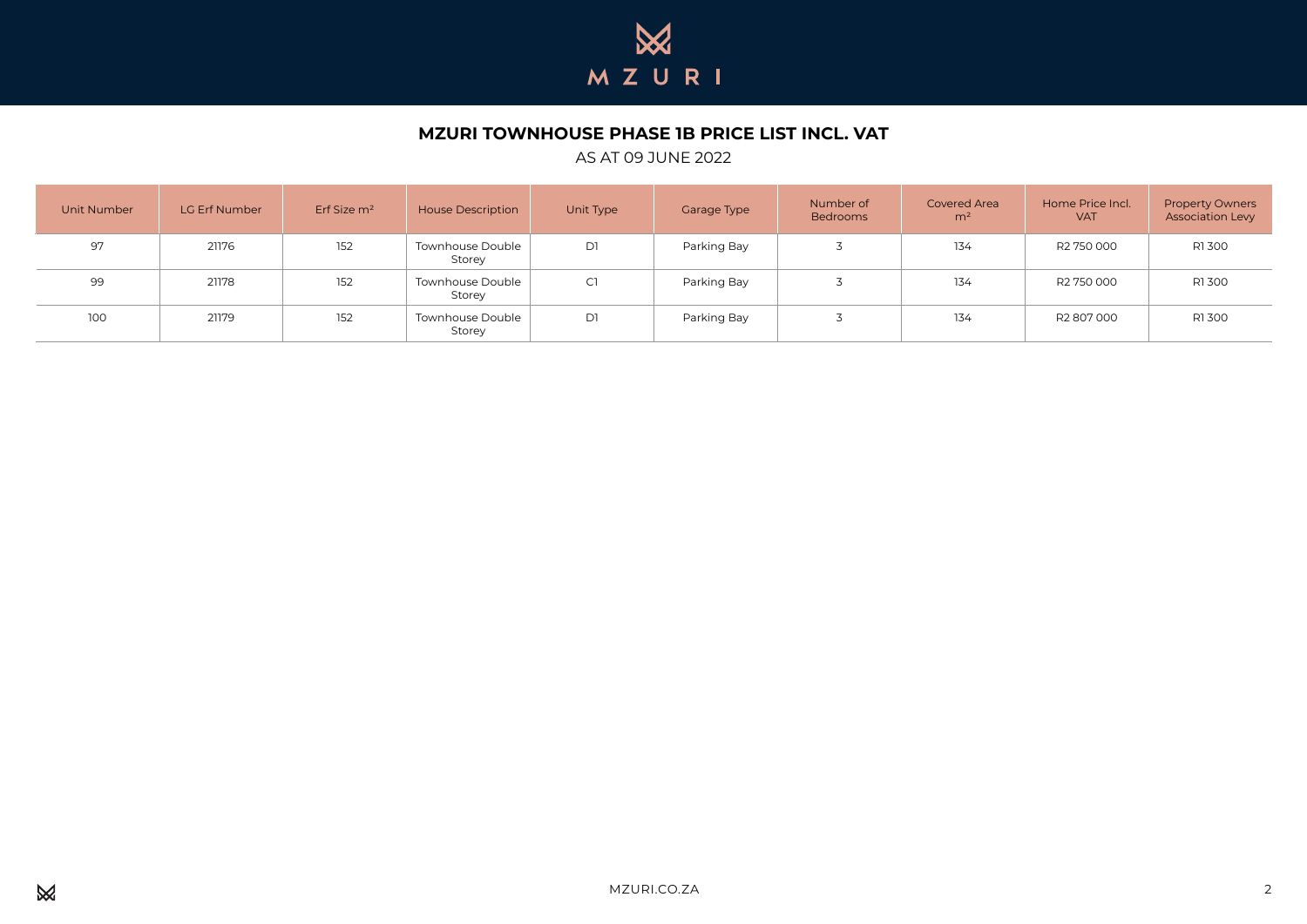MZURI

# MZURI TOWNHOUSE PHASE 1B PRICE LIST INCL. VAT

AS AT 09 JUNE 2022

| Unit Number | LG Erf Number | Erf Size m² | House Description | Unit Type | Garage Type | Number of Bedrooms | Covered Area m² | Home Price Incl. VAT | Property Owners Association Levy |
|---|---|---|---|---|---|---|---|---|---|
| 97 | 21176 | 152 | Townhouse Double Storey | D1 | Parking Bay | 3 | 134 | R2 750 000 | R1 300 |
| 99 | 21178 | 152 | Townhouse Double Storey | C1 | Parking Bay | 3 | 134 | R2 750 000 | R1 300 |
| 100 | 21179 | 152 | Townhouse Double Storey | D1 | Parking Bay | 3 | 134 | R2 807 000 | R1 300 |

MZURI.CO.ZA